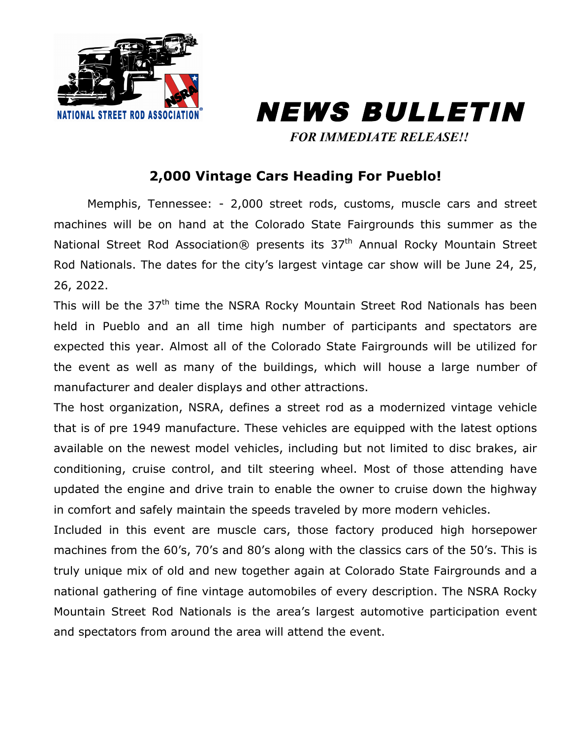NATIONAL STREET ROD ASSOCIATION®

# NEWS BULLETIN

*FOR IMMEDIATE RELEASE!!*

## 2,000 Vintage Cars Heading For Pueblo!

Memphis, Tennessee: - 2,000 street rods, customs, muscle cars and street machines will be on hand at the Colorado State Fairgrounds this summer as the National Street Rod Association® presents its 37th Annual Rocky Mountain Street Rod Nationals. The dates for the city's largest vintage car show will be June 24, 25, 26, 2022.

This will be the 37th time the NSRA Rocky Mountain Street Rod Nationals has been held in Pueblo and an all time high number of participants and spectators are expected this year. Almost all of the Colorado State Fairgrounds will be utilized for the event as well as many of the buildings, which will house a large number of manufacturer and dealer displays and other attractions.

The host organization, NSRA, defines a street rod as a modernized vintage vehicle that is of pre 1949 manufacture. These vehicles are equipped with the latest options available on the newest model vehicles, including but not limited to disc brakes, air conditioning, cruise control, and tilt steering wheel. Most of those attending have updated the engine and drive train to enable the owner to cruise down the highway in comfort and safely maintain the speeds traveled by more modern vehicles.

Included in this event are muscle cars, those factory produced high horsepower machines from the 60's, 70's and 80's along with the classics cars of the 50's. This is truly unique mix of old and new together again at Colorado State Fairgrounds and a national gathering of fine vintage automobiles of every description. The NSRA Rocky Mountain Street Rod Nationals is the area's largest automotive participation event and spectators from around the area will attend the event.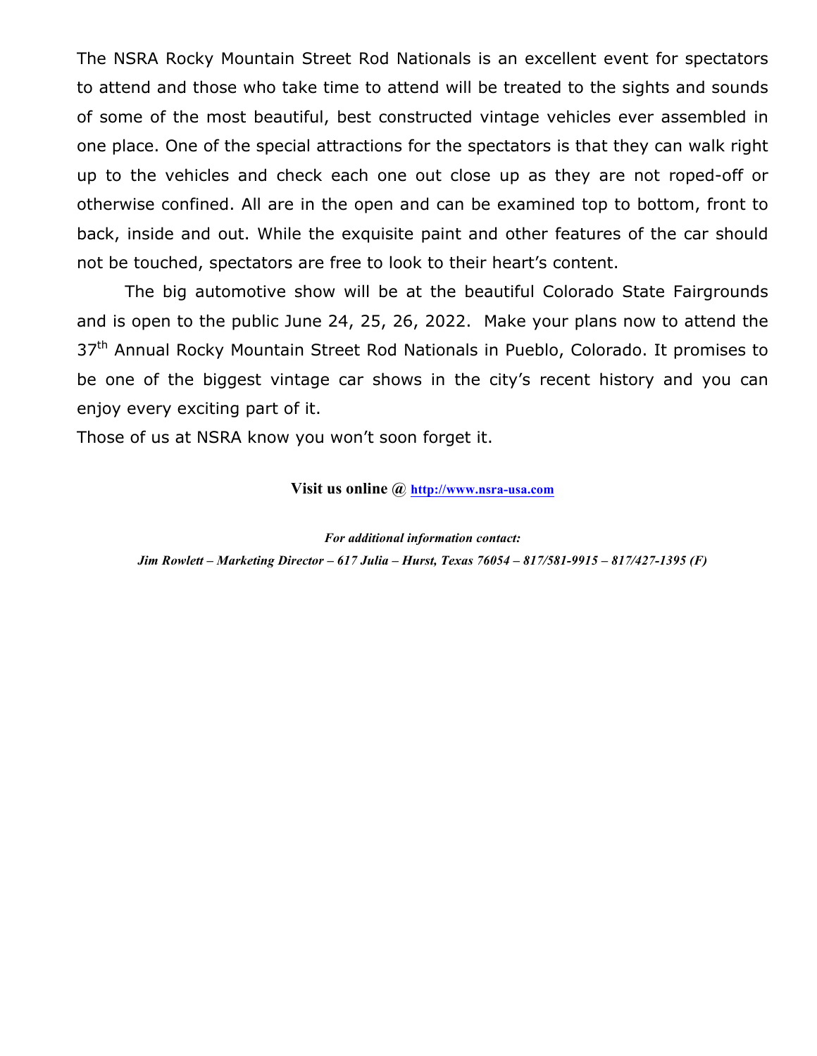The NSRA Rocky Mountain Street Rod Nationals is an excellent event for spectators to attend and those who take time to attend will be treated to the sights and sounds of some of the most beautiful, best constructed vintage vehicles ever assembled in one place. One of the special attractions for the spectators is that they can walk right up to the vehicles and check each one out close up as they are not roped-off or otherwise confined. All are in the open and can be examined top to bottom, front to back, inside and out. While the exquisite paint and other features of the car should not be touched, spectators are free to look to their heart's content.

The big automotive show will be at the beautiful Colorado State Fairgrounds and is open to the public June 24, 25, 26, 2022. Make your plans now to attend the 37th Annual Rocky Mountain Street Rod Nationals in Pueblo, Colorado. It promises to be one of the biggest vintage car shows in the city's recent history and you can enjoy every exciting part of it.

Those of us at NSRA know you won't soon forget it.

**Visit us online @ [http://www.nsra-usa.com](http://www.nsra-usa.com)**

***For additional information contact:***

***Jim Rowlett – Marketing Director – 617 Julia – Hurst, Texas 76054 – 817/581-9915 – 817/427-1395 (F)***